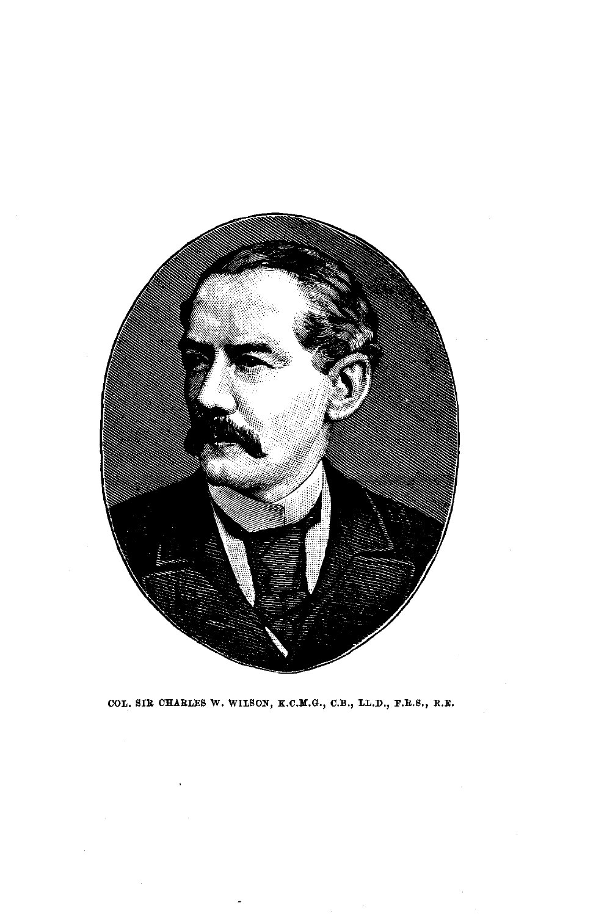COL. SIR CHARLES W. WILSON, K.C.M.G., C.B., LL.D., F.R.S., R.E.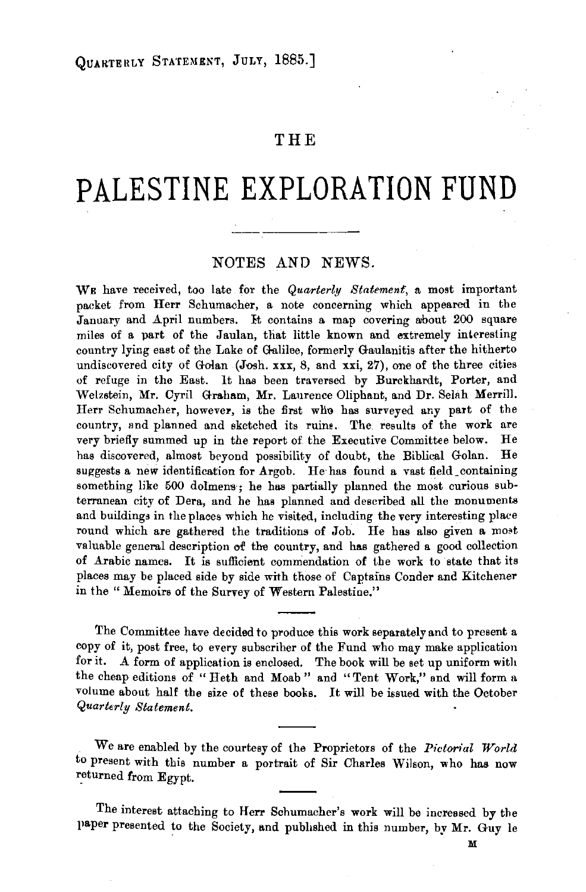Quarterly Statement, July, 1885.]

# THE

# PALESTINE EXPLORATION FUND

## NOTES AND NEWS.

We have received, too late for the *Quarterly Statement*, a most important packet from Herr Schumacher, a note concerning which appeared in the January and April numbers. It contains a map covering about 200 square miles of a part of the Jaulan, that little known and extremely interesting country lying east of the Lake of Galilee, formerly Gaulanitis after the hitherto undiscovered city of Golan (Josh. xxx, 8, and xxi, 27), one of the three cities of refuge in the East. It has been traversed by Burckhardt, Porter, and Welzstein, Mr. Cyril Graham, Mr. Laurence Oliphant, and Dr. Selah Merrill. Herr Schumacher, however, is the first who has surveyed any part of the country, and planned and sketched its ruins. The results of the work are very briefly summed up in the report of the Executive Committee below. He has discovered, almost beyond possibility of doubt, the Biblical Golan. He suggests a new identification for Argob. He has found a vast field containing something like 500 dolmens; he has partially planned the most curious subterranean city of Dera, and he has planned and described all the monuments and buildings in the places which he visited, including the very interesting place round which are gathered the traditions of Job. He has also given a most valuable general description of the country, and has gathered a good collection of Arabic names. It is sufficient commendation of the work to state that its places may be placed side by side with those of Captains Conder and Kitchener in the "Memoirs of the Survey of Western Palestine."

The Committee have decided to produce this work separately and to present a copy of it, post free, to every subscriber of the Fund who may make application for it. A form of application is enclosed. The book will be set up uniform with the cheap editions of "Heth and Moab" and "Tent Work," and will form a volume about half the size of these books. It will be issued with the October *Quarterly Statement.*

We are enabled by the courtesy of the Proprietors of the *Pictorial World* to present with this number a portrait of Sir Charles Wilson, who has now returned from Egypt.

The interest attaching to Herr Schumacher's work will be increased by the paper presented to the Society, and published in this number, by Mr. Guy le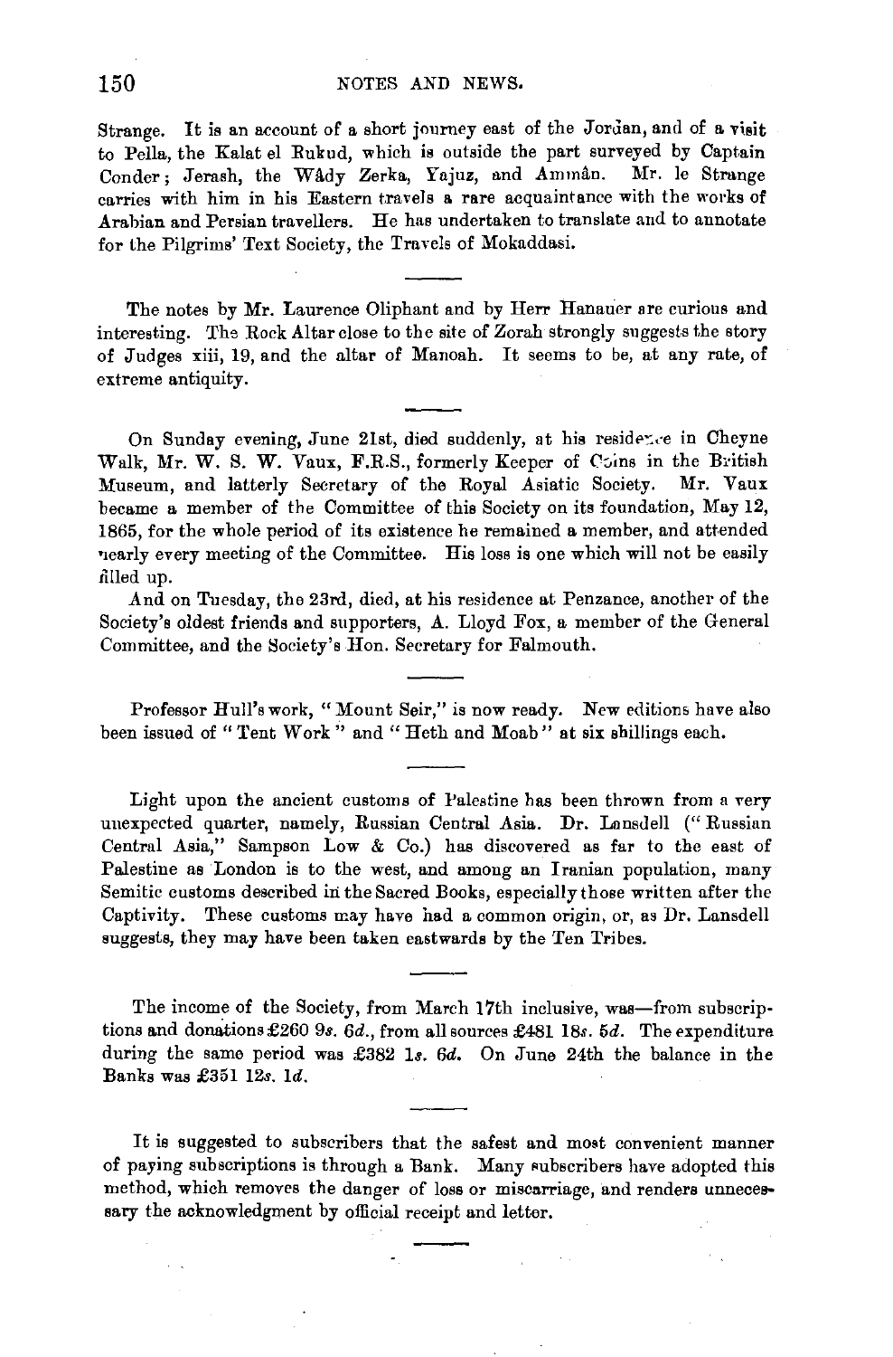Strange. It is an account of a short journey east of the Jordan, and of a visit to Pella, the Kalat el Rukud, which is outside the part surveyed by Captain Conder; Jerash, the Wâdy Zerka, Yajuz, and Ammân. Mr. le Strange carries with him in his Eastern travels a rare acquaintance with the works of Arabian and Persian travellers. He has undertaken to translate and to annotate for the Pilgrims' Text Society, the Travels of Mokaddasi.

---

The notes by Mr. Laurence Oliphant and by Herr Hanauer are curious and interesting. The Rock Altar close to the site of Zorah strongly suggests the story of Judges xiii, 19, and the altar of Manoah. It seems to be, at any rate, of extreme antiquity.

---

On Sunday evening, June 21st, died suddenly, at his residence in Cheyne Walk, Mr. W. S. W. Vaux, F.R.S., formerly Keeper of Coins in the British Museum, and latterly Secretary of the Royal Asiatic Society. Mr. Vaux became a member of the Committee of this Society on its foundation, May 12, 1865, for the whole period of its existence he remained a member, and attended nearly every meeting of the Committee. His loss is one which will not be easily filled up.

And on Tuesday, the 23rd, died, at his residence at Penzance, another of the Society's oldest friends and supporters, A. Lloyd Fox, a member of the General Committee, and the Society's Hon. Secretary for Falmouth.

---

Professor Hull's work, "Mount Seir," is now ready. New editions have also been issued of "Tent Work" and "Heth and Moab" at six shillings each.

---

Light upon the ancient customs of Palestine has been thrown from a very unexpected quarter, namely, Russian Central Asia. Dr. Lansdell ("Russian Central Asia," Sampson Low & Co.) has discovered as far to the east of Palestine as London is to the west, and among an Iranian population, many Semitic customs described in the Sacred Books, especially those written after the Captivity. These customs may have had a common origin, or, as Dr. Lansdell suggests, they may have been taken eastwards by the Ten Tribes.

---

The income of the Society, from March 17th inclusive, was—from subscriptions and donations £260 9*s.* 6*d.*, from all sources £481 18*s.* 5*d.* The expenditure during the same period was £382 1*s.* 6*d.* On June 24th the balance in the Banks was £351 12*s.* 1*d.*

---

It is suggested to subscribers that the safest and most convenient manner of paying subscriptions is through a Bank. Many subscribers have adopted this method, which removes the danger of loss or miscarriage, and renders unnecessary the acknowledgment by official receipt and letter.

---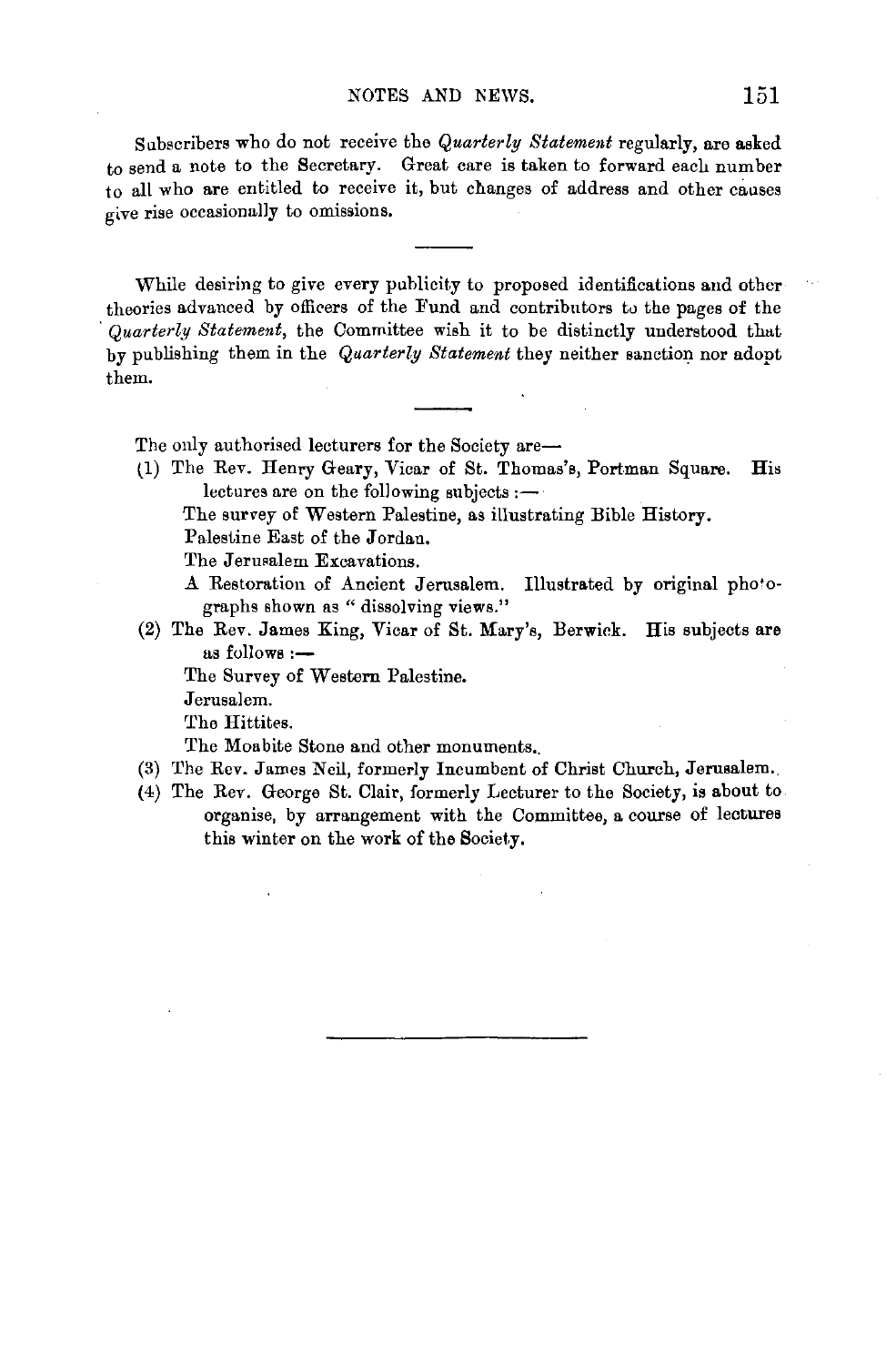Subscribers who do not receive the *Quarterly Statement* regularly, are asked to send a note to the Secretary. Great care is taken to forward each number to all who are entitled to receive it, but changes of address and other causes give rise occasionally to omissions.

---

While desiring to give every publicity to proposed identifications and other theories advanced by officers of the Fund and contributors to the pages of the *Quarterly Statement*, the Committee wish it to be distinctly understood that by publishing them in the *Quarterly Statement* they neither sanction nor adopt them.

---

The only authorised lecturers for the Society are—

(1) The Rev. Henry Geary, Vicar of St. Thomas's, Portman Square. His lectures are on the following subjects :—

The survey of Western Palestine, as illustrating Bible History.

Palestine East of the Jordan.

The Jerusalem Excavations.

A Restoration of Ancient Jerusalem. Illustrated by original photographs shown as " dissolving views."

(2) The Rev. James King, Vicar of St. Mary's, Berwick. His subjects are as follows :—

The Survey of Western Palestine.

Jerusalem.

The Hittites.

The Moabite Stone and other monuments.

(3) The Rev. James Neil, formerly Incumbent of Christ Church, Jerusalem.

(4) The Rev. George St. Clair, formerly Lecturer to the Society, is about to organise, by arrangement with the Committee, a course of lectures this winter on the work of the Society.